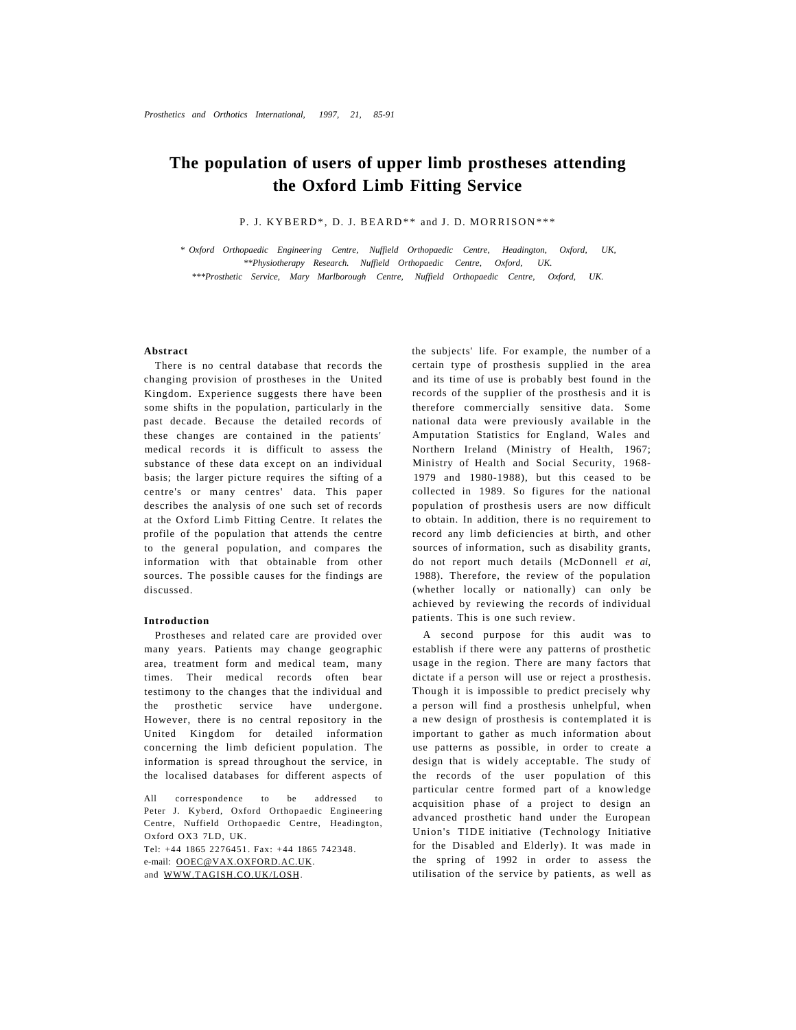# The population of users of upper limb prostheses attending the Oxford Limb Fitting Service

P. J. KYBERD*, D. J. BEARD** and J. D. MORRISON***

\* *Oxford Orthopaedic Engineering Centre, Nuffield Orthopaedic Centre, Headington, Oxford, UK,*
*\*\*Physiotherapy Research. Nuffield Orthopaedic Centre, Oxford, UK.*
*\*\*\*Prosthetic Service, Mary Marlborough Centre, Nuffield Orthopaedic Centre, Oxford, UK.*

## Abstract

There is no central database that records the changing provision of prostheses in the United Kingdom. Experience suggests there have been some shifts in the population, particularly in the past decade. Because the detailed records of these changes are contained in the patients' medical records it is difficult to assess the substance of these data except on an individual basis; the larger picture requires the sifting of a centre's or many centres' data. This paper describes the analysis of one such set of records at the Oxford Limb Fitting Centre. It relates the profile of the population that attends the centre to the general population, and compares the information with that obtainable from other sources. The possible causes for the findings are discussed.

## Introduction

Prostheses and related care are provided over many years. Patients may change geographic area, treatment form and medical team, many times. Their medical records often bear testimony to the changes that the individual and the prosthetic service have undergone. However, there is no central repository in the United Kingdom for detailed information concerning the limb deficient population. The information is spread throughout the service, in the localised databases for different aspects of the subjects' life. For example, the number of a certain type of prosthesis supplied in the area and its time of use is probably best found in the records of the supplier of the prosthesis and it is therefore commercially sensitive data. Some national data were previously available in the Amputation Statistics for England, Wales and Northern Ireland (Ministry of Health, 1967; Ministry of Health and Social Security, 1968-1979 and 1980-1988), but this ceased to be collected in 1989. So figures for the national population of prosthesis users are now difficult to obtain. In addition, there is no requirement to record any limb deficiencies at birth, and other sources of information, such as disability grants, do not report much details (McDonnell *et ai*, 1988). Therefore, the review of the population (whether locally or nationally) can only be achieved by reviewing the records of individual patients. This is one such review.

A second purpose for this audit was to establish if there were any patterns of prosthetic usage in the region. There are many factors that dictate if a person will use or reject a prosthesis. Though it is impossible to predict precisely why a person will find a prosthesis unhelpful, when a new design of prosthesis is contemplated it is important to gather as much information about use patterns as possible, in order to create a design that is widely acceptable. The study of the records of the user population of this particular centre formed part of a knowledge acquisition phase of a project to design an advanced prosthetic hand under the European Union's TIDE initiative (Technology Initiative for the Disabled and Elderly). It was made in the spring of 1992 in order to assess the utilisation of the service by patients, as well as

All correspondence to be addressed to Peter J. Kyberd, Oxford Orthopaedic Engineering Centre, Nuffield Orthopaedic Centre, Headington, Oxford OX3 7LD, UK.
Tel: +44 1865 2276451. Fax: +44 1865 742348.
e-mail: OOEC@VAX.OXFORD.AC.UK.
and WWW.TAGISH.CO.UK/LOSH.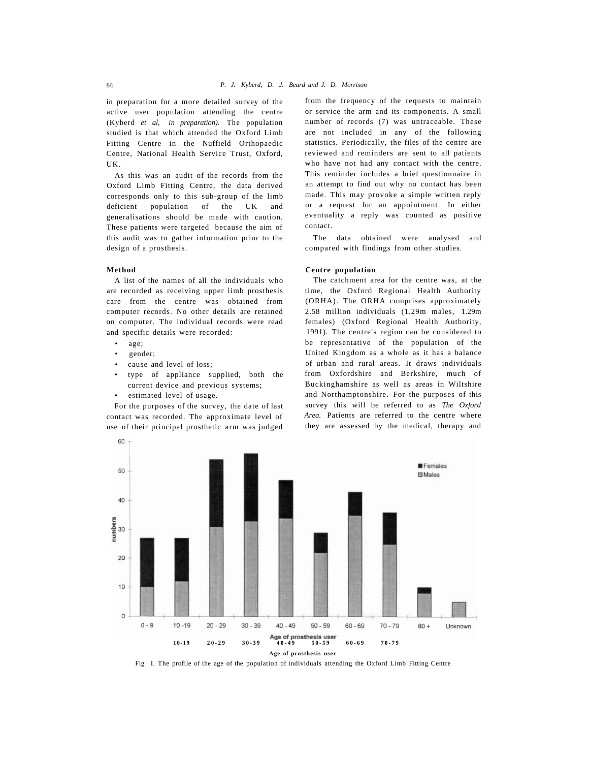in preparation for a more detailed survey of the active user population attending the centre (Kyberd *et al, in preparation).* The population studied is that which attended the Oxford Limb Fitting Centre in the Nuffield Orthopaedic Centre, National Health Service Trust, Oxford, UK.

As this was an audit of the records from the Oxford Limb Fitting Centre, the data derived corresponds only to this sub-group of the limb deficient population of the UK and generalisations should be made with caution. These patients were targeted because the aim of this audit was to gather information prior to the design of a prosthesis.

## Method

A list of the names of all the individuals who are recorded as receiving upper limb prosthesis care from the centre was obtained from computer records. No other details are retained on computer. The individual records were read and specific details were recorded:

- age;
- gender;
- cause and level of loss;
- type of appliance supplied, both the current device and previous systems;
- estimated level of usage.

For the purposes of the survey, the date of last contact was recorded. The approximate level of use of their principal prosthetic arm was judged from the frequency of the requests to maintain or service the arm and its components. A small number of records (7) was untraceable. These are not included in any of the following statistics. Periodically, the files of the centre are reviewed and reminders are sent to all patients who have not had any contact with the centre. This reminder includes a brief questionnaire in an attempt to find out why no contact has been made. This may provoke a simple written reply or a request for an appointment. In either eventuality a reply was counted as positive contact.

The data obtained were analysed and compared with findings from other studies.

## Centre population

The catchment area for the centre was, at the time, the Oxford Regional Health Authority (ORHA). The ORHA comprises approximately 2.58 million individuals (1.29m males, 1.29m females) (Oxford Regional Health Authority, 1991). The centre's region can be considered to be representative of the population of the United Kingdom as a whole as it has a balance of urban and rural areas. It draws individuals from Oxfordshire and Berkshire, much of Buckinghamshire as well as areas in Wiltshire and Northamptonshire. For the purposes of this survey this will be referred to as *The Oxford Area.* Patients are referred to the centre where they are assessed by the medical, therapy and

Fig I. The profile of the age of the population of individuals attending the Oxford Limb Fitting Centre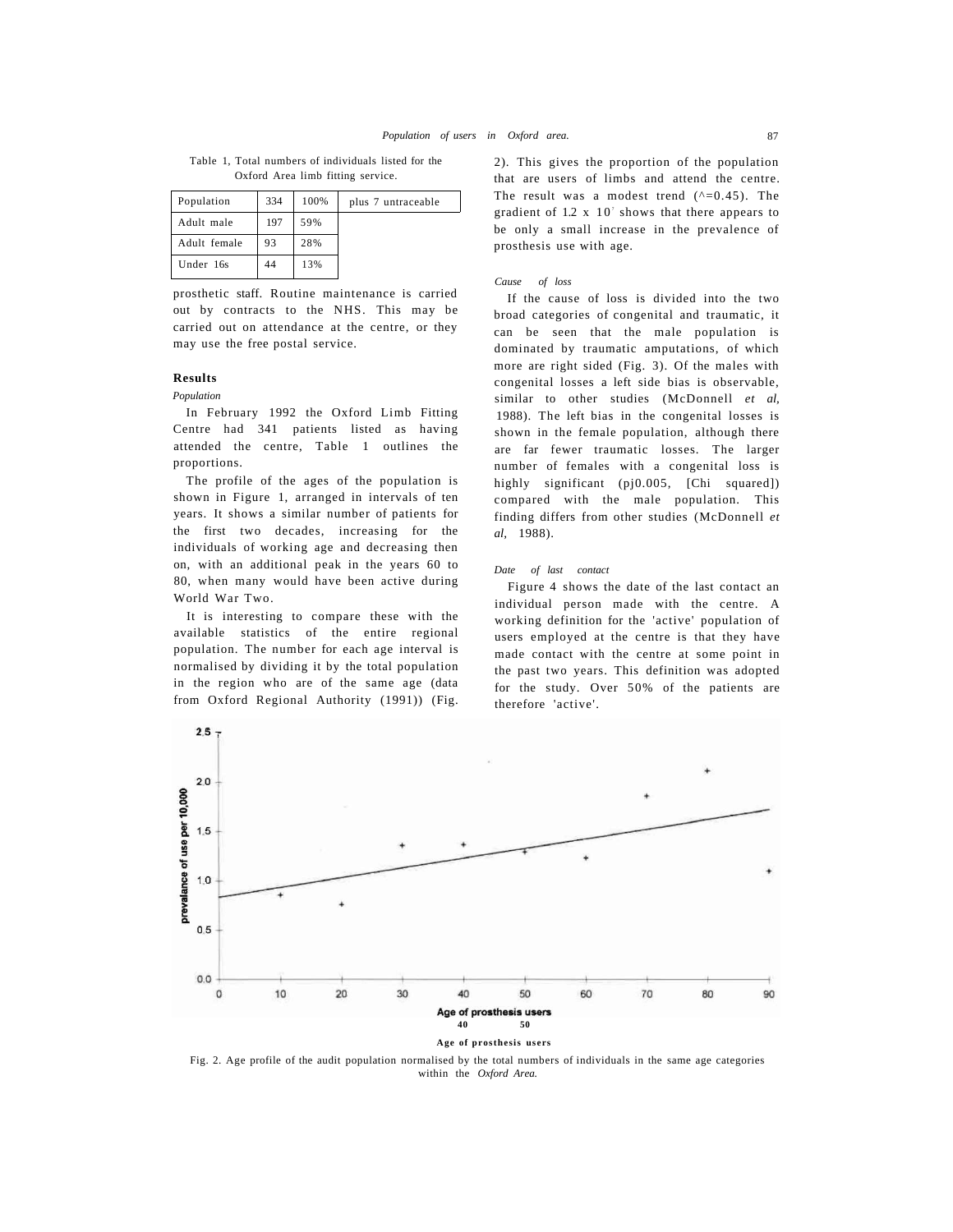Table 1, Total numbers of individuals listed for the Oxford Area limb fitting service.

| Population | 334 | 100% | plus 7 untraceable |
|---|---|---|---|
| Adult male | 197 | 59% | |
| Adult female | 93 | 28% | |
| Under 16s | 44 | 13% | |

prosthetic staff. Routine maintenance is carried out by contracts to the NHS. This may be carried out on attendance at the centre, or they may use the free postal service.

## Results

*Population*

In February 1992 the Oxford Limb Fitting Centre had 341 patients listed as having attended the centre, Table 1 outlines the proportions.

The profile of the ages of the population is shown in Figure 1, arranged in intervals of ten years. It shows a similar number of patients for the first two decades, increasing for the individuals of working age and decreasing then on, with an additional peak in the years 60 to 80, when many would have been active during World War Two.

It is interesting to compare these with the available statistics of the entire regional population. The number for each age interval is normalised by dividing it by the total population in the region who are of the same age (data from Oxford Regional Authority (1991)) (Fig. 2). This gives the proportion of the population that are users of limbs and attend the centre. The result was a modest trend (^=0.45). The gradient of 1.2 x 10' shows that there appears to be only a small increase in the prevalence of prosthesis use with age.

*Cause of loss*

If the cause of loss is divided into the two broad categories of congenital and traumatic, it can be seen that the male population is dominated by traumatic amputations, of which more are right sided (Fig. 3). Of the males with congenital losses a left side bias is observable, similar to other studies (McDonnell *et al,* 1988). The left bias in the congenital losses is shown in the female population, although there are far fewer traumatic losses. The larger number of females with a congenital loss is highly significant (pj0.005, [Chi squared]) compared with the male population. This finding differs from other studies (McDonnell *et al,* 1988).

*Date of last contact*

Figure 4 shows the date of the last contact an individual person made with the centre. A working definition for the 'active' population of users employed at the centre is that they have made contact with the centre at some point in the past two years. This definition was adopted for the study. Over 50% of the patients are therefore 'active'.

Fig. 2. Age profile of the audit population normalised by the total numbers of individuals in the same age categories within the *Oxford Area.*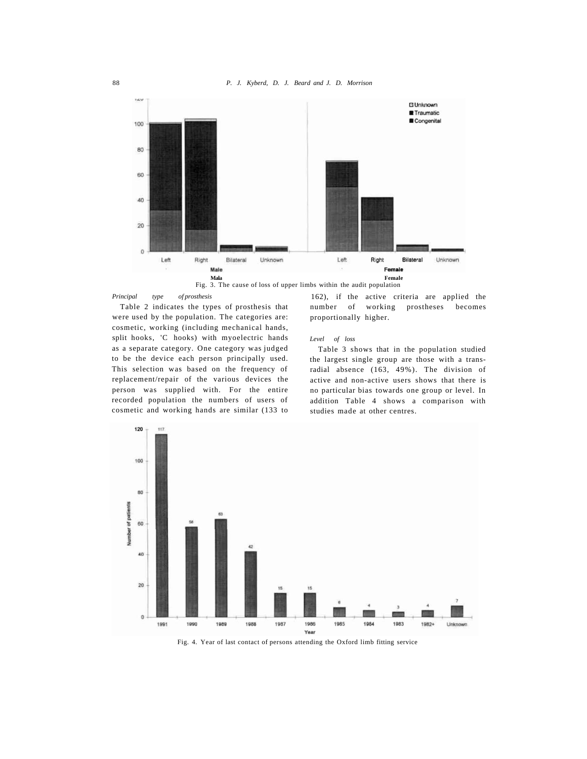Fig. 3. The cause of loss of upper limbs within the audit population

*Principal type of prosthesis*

Table 2 indicates the types of prosthesis that were used by the population. The categories are: cosmetic, working (including mechanical hands, split hooks, 'C hooks) with myoelectric hands as a separate category. One category was judged to be the device each person principally used. This selection was based on the frequency of replacement/repair of the various devices the person was supplied with. For the entire recorded population the numbers of users of cosmetic and working hands are similar (133 to 162), if the active criteria are applied the number of working prostheses becomes proportionally higher.

*Level of loss*

Table 3 shows that in the population studied the largest single group are those with a trans-radial absence (163, 49%). The division of active and non-active users shows that there is no particular bias towards one group or level. In addition Table 4 shows a comparison with studies made at other centres.

Fig. 4. Year of last contact of persons attending the Oxford limb fitting service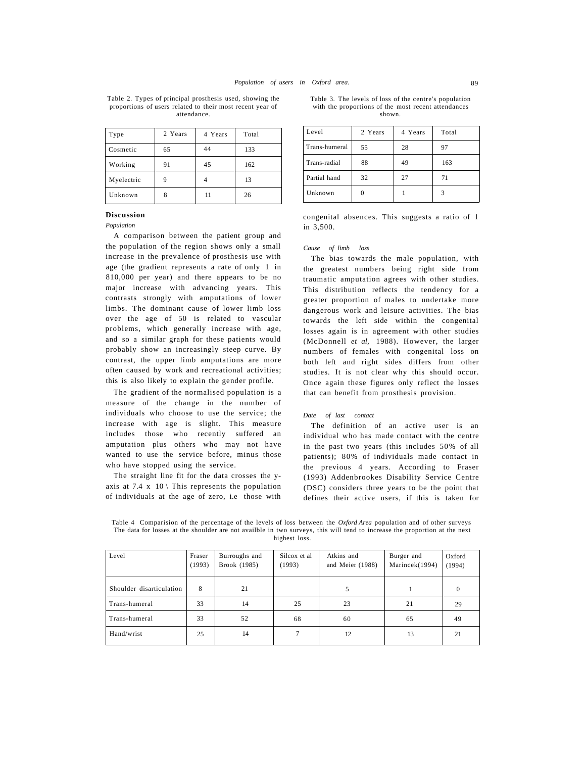Table 2. Types of principal prosthesis used, showing the proportions of users related to their most recent year of attendance.

| Type | 2 Years | 4 Years | Total |
|---|---|---|---|
| Cosmetic | 65 | 44 | 133 |
| Working | 91 | 45 | 162 |
| Myelectric | 9 | 4 | 13 |
| Unknown | 8 | 11 | 26 |

Table 3. The levels of loss of the centre's population with the proportions of the most recent attendances shown.

| Level | 2 Years | 4 Years | Total |
|---|---|---|---|
| Trans-humeral | 55 | 28 | 97 |
| Trans-radial | 88 | 49 | 163 |
| Partial hand | 32 | 27 | 71 |
| Unknown | 0 | 1 | 3 |

## Discussion

*Population*

A comparison between the patient group and the population of the region shows only a small increase in the prevalence of prosthesis use with age (the gradient represents a rate of only 1 in 810,000 per year) and there appears to be no major increase with advancing years. This contrasts strongly with amputations of lower limbs. The dominant cause of lower limb loss over the age of 50 is related to vascular problems, which generally increase with age, and so a similar graph for these patients would probably show an increasingly steep curve. By contrast, the upper limb amputations are more often caused by work and recreational activities; this is also likely to explain the gender profile.

The gradient of the normalised population is a measure of the change in the number of individuals who choose to use the service; the increase with age is slight. This measure includes those who recently suffered an amputation plus others who may not have wanted to use the service before, minus those who have stopped using the service.

The straight line fit for the data crosses the y-axis at 7.4 x 10 \ This represents the population of individuals at the age of zero, i.e those with congenital absences. This suggests a ratio of 1 in 3,500.

*Cause of limb loss*

The bias towards the male population, with the greatest numbers being right side from traumatic amputation agrees with other studies. This distribution reflects the tendency for a greater proportion of males to undertake more dangerous work and leisure activities. The bias towards the left side within the congenital losses again is in agreement with other studies (McDonnell *et al,* 1988). However, the larger numbers of females with congenital loss on both left and right sides differs from other studies. It is not clear why this should occur. Once again these figures only reflect the losses that can benefit from prosthesis provision.

*Date of last contact*

The definition of an active user is an individual who has made contact with the centre in the past two years (this includes 50% of all patients); 80% of individuals made contact in the previous 4 years. According to Fraser (1993) Addenbrookes Disability Service Centre (DSC) considers three years to be the point that defines their active users, if this is taken for

Table 4 Comparision of the percentage of the levels of loss between the *Oxford Area* population and of other surveys The data for losses at the shoulder are not availble in two surveys, this will tend to increase the proportion at the next highest loss.

| Level | Fraser (1993) | Burroughs and Brook (1985) | Silcox et al (1993) | Atkins and and Meier (1988) | Burger and Marincek(1994) | Oxford (1994) |
|---|---|---|---|---|---|---|
| Shoulder disarticulation | 8 | 21 | | 5 | 1 | 0 |
| Trans-humeral | 33 | 14 | 25 | 23 | 21 | 29 |
| Trans-humeral | 33 | 52 | 68 | 60 | 65 | 49 |
| Hand/wrist | 25 | 14 | 7 | 12 | 13 | 21 |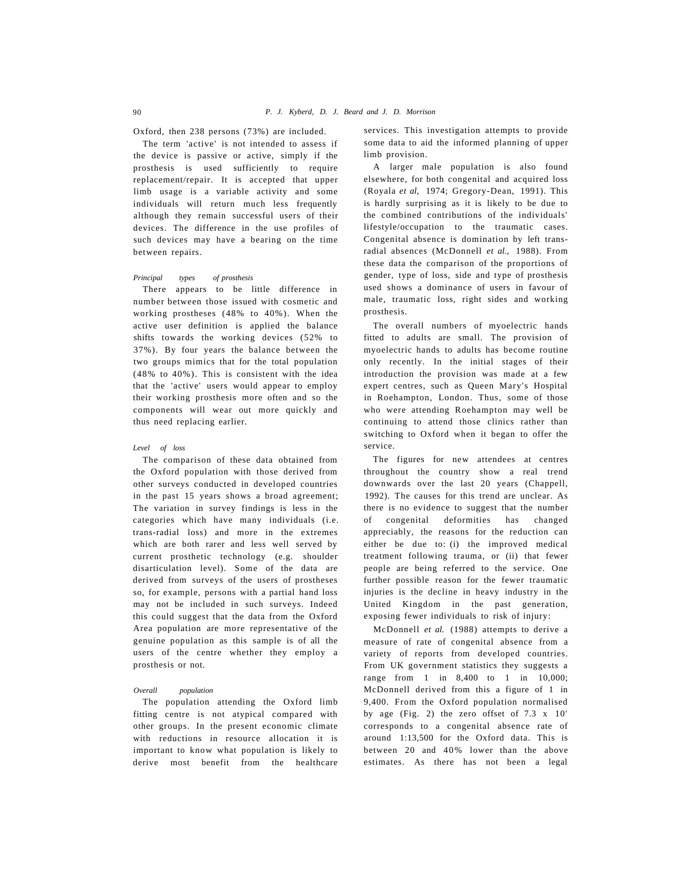Oxford, then 238 persons (73%) are included.

The term 'active' is not intended to assess if the device is passive or active, simply if the prosthesis is used sufficiently to require replacement/repair. It is accepted that upper limb usage is a variable activity and some individuals will return much less frequently although they remain successful users of their devices. The difference in the use profiles of such devices may have a bearing on the time between repairs.

*Principal types of prosthesis*

There appears to be little difference in number between those issued with cosmetic and working prostheses (48% to 40%). When the active user definition is applied the balance shifts towards the working devices (52% to 37%). By four years the balance between the two groups mimics that for the total population (48% to 40%). This is consistent with the idea that the 'active' users would appear to employ their working prosthesis more often and so the components will wear out more quickly and thus need replacing earlier.

*Level of loss*

The comparison of these data obtained from the Oxford population with those derived from other surveys conducted in developed countries in the past 15 years shows a broad agreement; The variation in survey findings is less in the categories which have many individuals (i.e. trans-radial loss) and more in the extremes which are both rarer and less well served by current prosthetic technology (e.g. shoulder disarticulation level). Some of the data are derived from surveys of the users of prostheses so, for example, persons with a partial hand loss may not be included in such surveys. Indeed this could suggest that the data from the Oxford Area population are more representative of the genuine population as this sample is of all the users of the centre whether they employ a prosthesis or not.

*Overall population*

The population attending the Oxford limb fitting centre is not atypical compared with other groups. In the present economic climate with reductions in resource allocation it is important to know what population is likely to derive most benefit from the healthcare services. This investigation attempts to provide some data to aid the informed planning of upper limb provision.

A larger male population is also found elsewhere, for both congenital and acquired loss (Royala *et al,* 1974; Gregory-Dean, 1991). This is hardly surprising as it is likely to be due to the combined contributions of the individuals' lifestyle/occupation to the traumatic cases. Congenital absence is domination by left trans-radial absences (McDonnell *et al.,* 1988). From these data the comparison of the proportions of gender, type of loss, side and type of prosthesis used shows a dominance of users in favour of male, traumatic loss, right sides and working prosthesis.

The overall numbers of myoelectric hands fitted to adults are small. The provision of myoelectric hands to adults has become routine only recently. In the initial stages of their introduction the provision was made at a few expert centres, such as Queen Mary's Hospital in Roehampton, London. Thus, some of those who were attending Roehampton may well be continuing to attend those clinics rather than switching to Oxford when it began to offer the service.

The figures for new attendees at centres throughout the country show a real trend downwards over the last 20 years (Chappell, 1992). The causes for this trend are unclear. As there is no evidence to suggest that the number of congenital deformities has changed appreciably, the reasons for the reduction can either be due to: (i) the improved medical treatment following trauma, or (ii) that fewer people are being referred to the service. One further possible reason for the fewer traumatic injuries is the decline in heavy industry in the United Kingdom in the past generation, exposing fewer individuals to risk of injury:

McDonnell *et al.* (1988) attempts to derive a measure of rate of congenital absence from a variety of reports from developed countries. From UK government statistics they suggests a range from 1 in 8,400 to 1 in 10,000; McDonnell derived from this a figure of 1 in 9,400. From the Oxford population normalised by age (Fig. 2) the zero offset of 7.3 x 10' corresponds to a congenital absence rate of around 1:13,500 for the Oxford data. This is between 20 and 40% lower than the above estimates. As there has not been a legal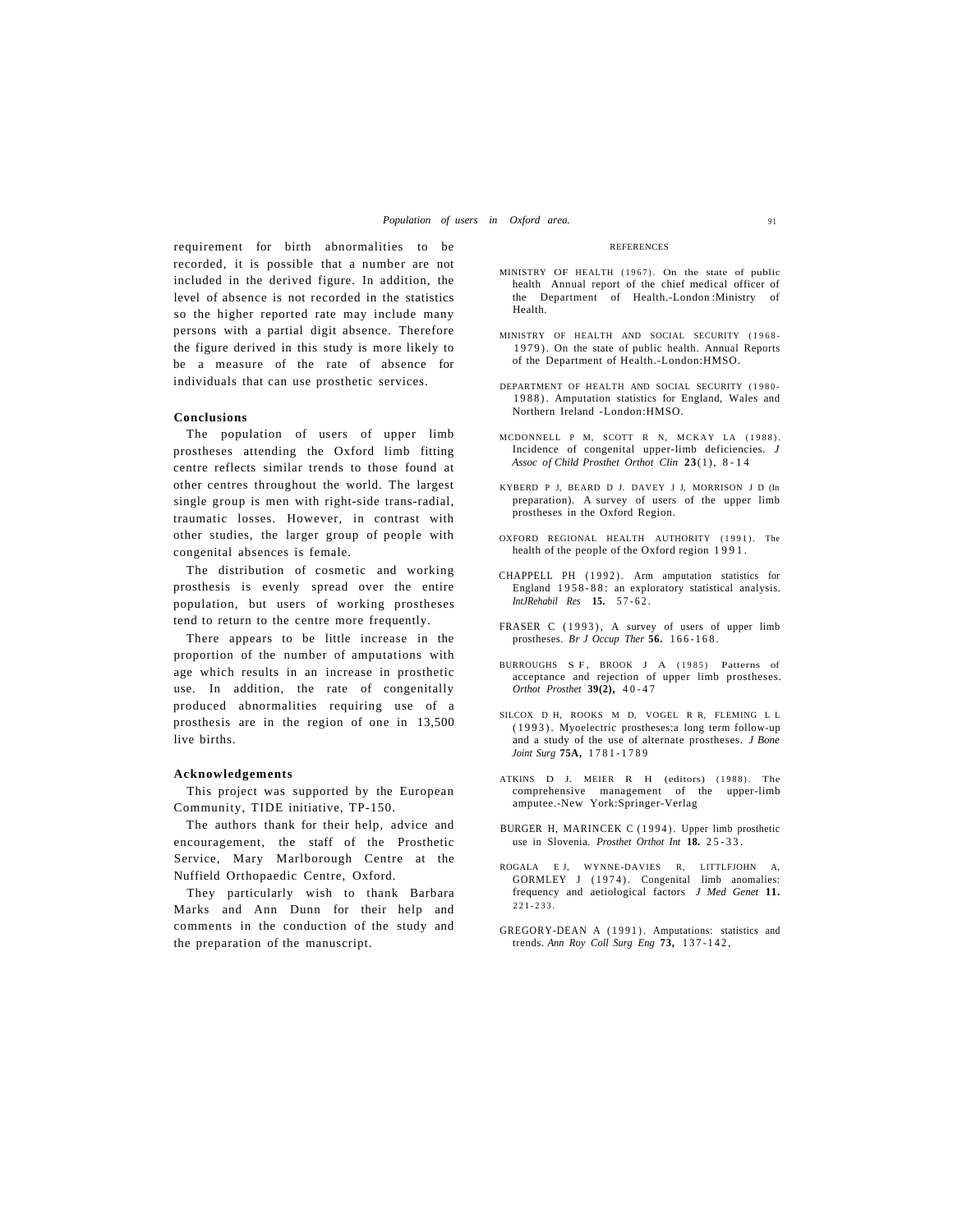requirement for birth abnormalities to be recorded, it is possible that a number are not included in the derived figure. In addition, the level of absence is not recorded in the statistics so the higher reported rate may include many persons with a partial digit absence. Therefore the figure derived in this study is more likely to be a measure of the rate of absence for individuals that can use prosthetic services.

## Conclusions

The population of users of upper limb prostheses attending the Oxford limb fitting centre reflects similar trends to those found at other centres throughout the world. The largest single group is men with right-side trans-radial, traumatic losses. However, in contrast with other studies, the larger group of people with congenital absences is female.

The distribution of cosmetic and working prosthesis is evenly spread over the entire population, but users of working prostheses tend to return to the centre more frequently.

There appears to be little increase in the proportion of the number of amputations with age which results in an increase in prosthetic use. In addition, the rate of congenitally produced abnormalities requiring use of a prosthesis are in the region of one in 13,500 live births.

## Acknowledgements

This project was supported by the European Community, TIDE initiative, TP-150.

The authors thank for their help, advice and encouragement, the staff of the Prosthetic Service, Mary Marlborough Centre at the Nuffield Orthopaedic Centre, Oxford.

They particularly wish to thank Barbara Marks and Ann Dunn for their help and comments in the conduction of the study and the preparation of the manuscript.

## REFERENCES

MINISTRY OF HEALTH (1967). On the state of public health Annual report of the chief medical officer of the Department of Health.-London:Ministry of Health.

MINISTRY OF HEALTH AND SOCIAL SECURITY (1968-1979). On the state of public health. Annual Reports of the Department of Health.-London:HMSO.

DEPARTMENT OF HEALTH AND SOCIAL SECURITY (1980-1988). Amputation statistics for England, Wales and Northern Ireland -London:HMSO.

MCDONNELL P M, SCOTT R N, MCKAY LA (1988). Incidence of congenital upper-limb deficiencies. *J Assoc of Child Prosthet Orthot Clin* **23**(1), 8-14

KYBERD P J, BEARD D J. DAVEY J J, MORRISON J D (In preparation). A survey of users of the upper limb prostheses in the Oxford Region.

OXFORD REGIONAL HEALTH AUTHORITY (1991). The health of the people of the Oxford region 1991.

CHAPPELL PH (1992). Arm amputation statistics for England 1958-88: an exploratory statistical analysis. *IntJRehabil Res* **15.** 57-62.

FRASER C (1993), A survey of users of upper limb prostheses. *Br J Occup Ther* **56.** 166-168.

BURROUGHS S F, BROOK J A (1985) Patterns of acceptance and rejection of upper limb prostheses. *Orthot Prosthet* **39(2),** 40-47

SILCOX D H, ROOKS M D, VOGEL R R, FLEMING L L (1993). Myoelectric prostheses:a long term follow-up and a study of the use of alternate prostheses. *J Bone Joint Surg* **75A,** 1781-1789

ATKINS D J. MEIER R H (editors) (1988). The comprehensive management of the upper-limb amputee.-New York:Springer-Verlag

BURGER H, MARINCEK C (1994). Upper limb prosthetic use in Slovenia. *Prosthet Orthot Int* **18.** 25-33.

ROGALA E J, WYNNE-DAVIES R, LITTLFJOHN A, GORMLEY J (1974). Congenital limb anomalies: frequency and aetiological factors *J Med Genet* **11.** 221-233.

GREGORY-DEAN A (1991). Amputations: statistics and trends. *Ann Roy Coll Surg Eng* **73,** 137-142,